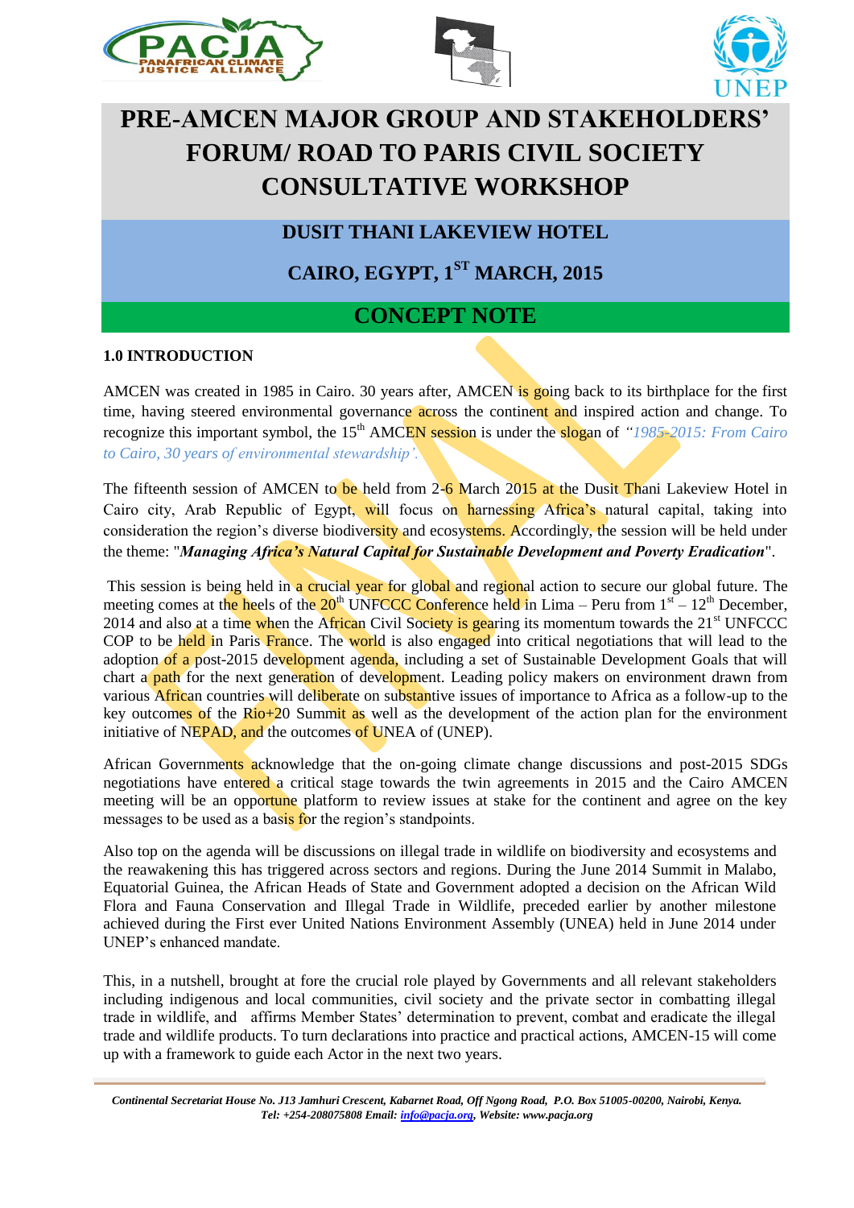# PRE-AMCEN MAJOR GROUP AND STAKEHOLDERS' FORUM/ ROAD TO PARIS CIVIL SOCIETY CONSULTATIVE WORKSHOP

## DUSIT THANI LAKEVIEW HOTEL

## CAIRO, EGYPT, 1ST MARCH, 2015

## CONCEPT NOTE

### 1.0 INTRODUCTION

AMCEN was created in 1985 in Cairo. 30 years after, AMCEN is going back to its birthplace for the first time, having steered environmental governance across the continent and inspired action and change. To recognize this important symbol, the 15th AMCEN session is under the slogan of *"1985-2015: From Cairo to Cairo, 30 years of environmental stewardship'.*

The fifteenth session of AMCEN to be held from 2-6 March 2015 at the Dusit Thani Lakeview Hotel in Cairo city, Arab Republic of Egypt, will focus on harnessing Africa's natural capital, taking into consideration the region's diverse biodiversity and ecosystems. Accordingly, the session will be held under the theme: "***Managing Africa's Natural Capital for Sustainable Development and Poverty Eradication***".

This session is being held in a crucial year for global and regional action to secure our global future. The meeting comes at the heels of the 20th UNFCCC Conference held in Lima – Peru from 1st – 12th December, 2014 and also at a time when the African Civil Society is gearing its momentum towards the 21st UNFCCC COP to be held in Paris France. The world is also engaged into critical negotiations that will lead to the adoption of a post-2015 development agenda, including a set of Sustainable Development Goals that will chart a path for the next generation of development. Leading policy makers on environment drawn from various African countries will deliberate on substantive issues of importance to Africa as a follow-up to the key outcomes of the Rio+20 Summit as well as the development of the action plan for the environment initiative of NEPAD, and the outcomes of UNEA of (UNEP).

African Governments acknowledge that the on-going climate change discussions and post-2015 SDGs negotiations have entered a critical stage towards the twin agreements in 2015 and the Cairo AMCEN meeting will be an opportune platform to review issues at stake for the continent and agree on the key messages to be used as a basis for the region's standpoints.

Also top on the agenda will be discussions on illegal trade in wildlife on biodiversity and ecosystems and the reawakening this has triggered across sectors and regions. During the June 2014 Summit in Malabo, Equatorial Guinea, the African Heads of State and Government adopted a decision on the African Wild Flora and Fauna Conservation and Illegal Trade in Wildlife, preceded earlier by another milestone achieved during the First ever United Nations Environment Assembly (UNEA) held in June 2014 under UNEP's enhanced mandate.

This, in a nutshell, brought at fore the crucial role played by Governments and all relevant stakeholders including indigenous and local communities, civil society and the private sector in combatting illegal trade in wildlife, and affirms Member States' determination to prevent, combat and eradicate the illegal trade and wildlife products. To turn declarations into practice and practical actions, AMCEN-15 will come up with a framework to guide each Actor in the next two years.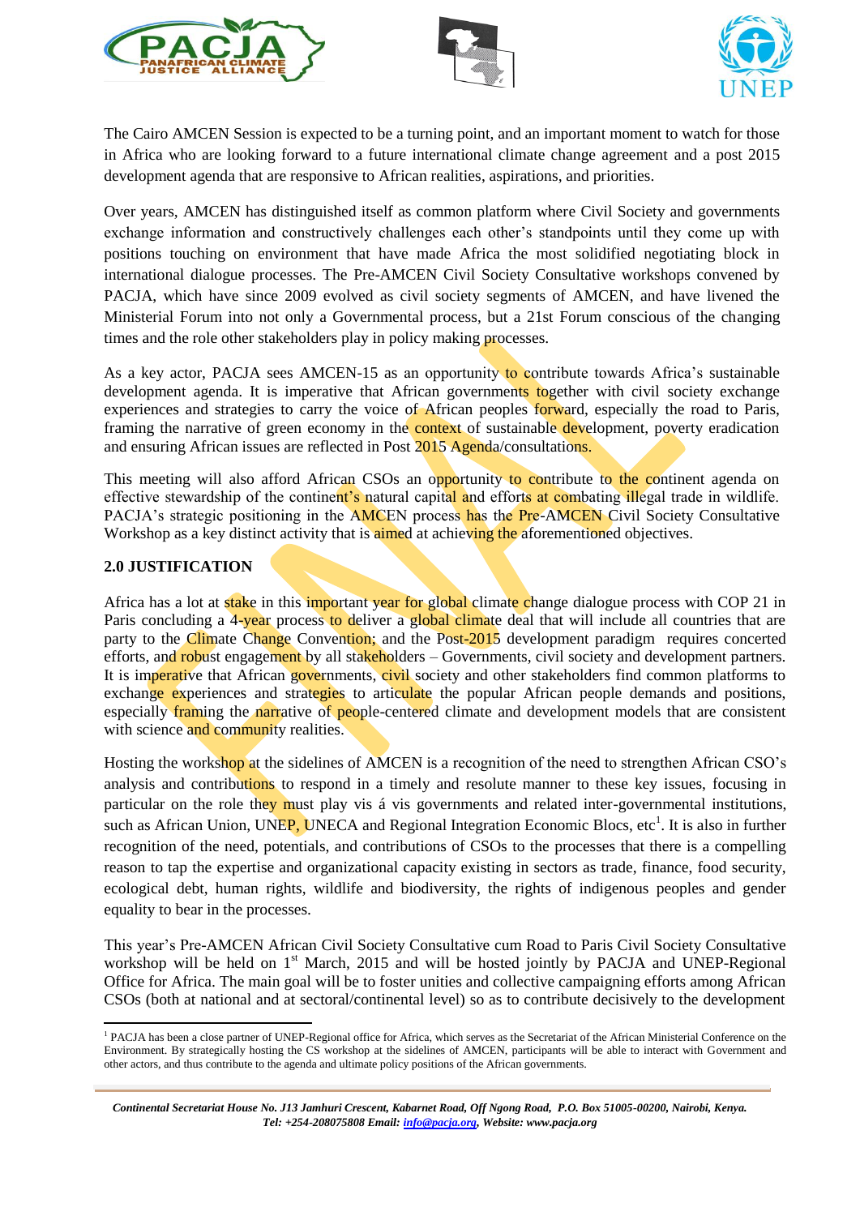The Cairo AMCEN Session is expected to be a turning point, and an important moment to watch for those in Africa who are looking forward to a future international climate change agreement and a post 2015 development agenda that are responsive to African realities, aspirations, and priorities.

Over years, AMCEN has distinguished itself as common platform where Civil Society and governments exchange information and constructively challenges each other's standpoints until they come up with positions touching on environment that have made Africa the most solidified negotiating block in international dialogue processes. The Pre-AMCEN Civil Society Consultative workshops convened by PACJA, which have since 2009 evolved as civil society segments of AMCEN, and have livened the Ministerial Forum into not only a Governmental process, but a 21st Forum conscious of the changing times and the role other stakeholders play in policy making processes.

As a key actor, PACJA sees AMCEN-15 as an opportunity to contribute towards Africa's sustainable development agenda. It is imperative that African governments together with civil society exchange experiences and strategies to carry the voice of African peoples forward, especially the road to Paris, framing the narrative of green economy in the context of sustainable development, poverty eradication and ensuring African issues are reflected in Post 2015 Agenda/consultations.

This meeting will also afford African CSOs an opportunity to contribute to the continent agenda on effective stewardship of the continent's natural capital and efforts at combating illegal trade in wildlife. PACJA's strategic positioning in the AMCEN process has the Pre-AMCEN Civil Society Consultative Workshop as a key distinct activity that is aimed at achieving the aforementioned objectives.

## 2.0 JUSTIFICATION

Africa has a lot at stake in this important year for global climate change dialogue process with COP 21 in Paris concluding a 4-year process to deliver a global climate deal that will include all countries that are party to the Climate Change Convention; and the Post-2015 development paradigm requires concerted efforts, and robust engagement by all stakeholders – Governments, civil society and development partners. It is imperative that African governments, civil society and other stakeholders find common platforms to exchange experiences and strategies to articulate the popular African people demands and positions, especially framing the narrative of people-centered climate and development models that are consistent with science and community realities.

Hosting the workshop at the sidelines of AMCEN is a recognition of the need to strengthen African CSO's analysis and contributions to respond in a timely and resolute manner to these key issues, focusing in particular on the role they must play vis á vis governments and related inter-governmental institutions, such as African Union, UNEP, UNECA and Regional Integration Economic Blocs, etc[1]. It is also in further recognition of the need, potentials, and contributions of CSOs to the processes that there is a compelling reason to tap the expertise and organizational capacity existing in sectors as trade, finance, food security, ecological debt, human rights, wildlife and biodiversity, the rights of indigenous peoples and gender equality to bear in the processes.

This year's Pre-AMCEN African Civil Society Consultative cum Road to Paris Civil Society Consultative workshop will be held on 1st March, 2015 and will be hosted jointly by PACJA and UNEP-Regional Office for Africa. The main goal will be to foster unities and collective campaigning efforts among African CSOs (both at national and at sectoral/continental level) so as to contribute decisively to the development

---

[1] PACJA has been a close partner of UNEP-Regional office for Africa, which serves as the Secretariat of the African Ministerial Conference on the Environment. By strategically hosting the CS workshop at the sidelines of AMCEN, participants will be able to interact with Government and other actors, and thus contribute to the agenda and ultimate policy positions of the African governments.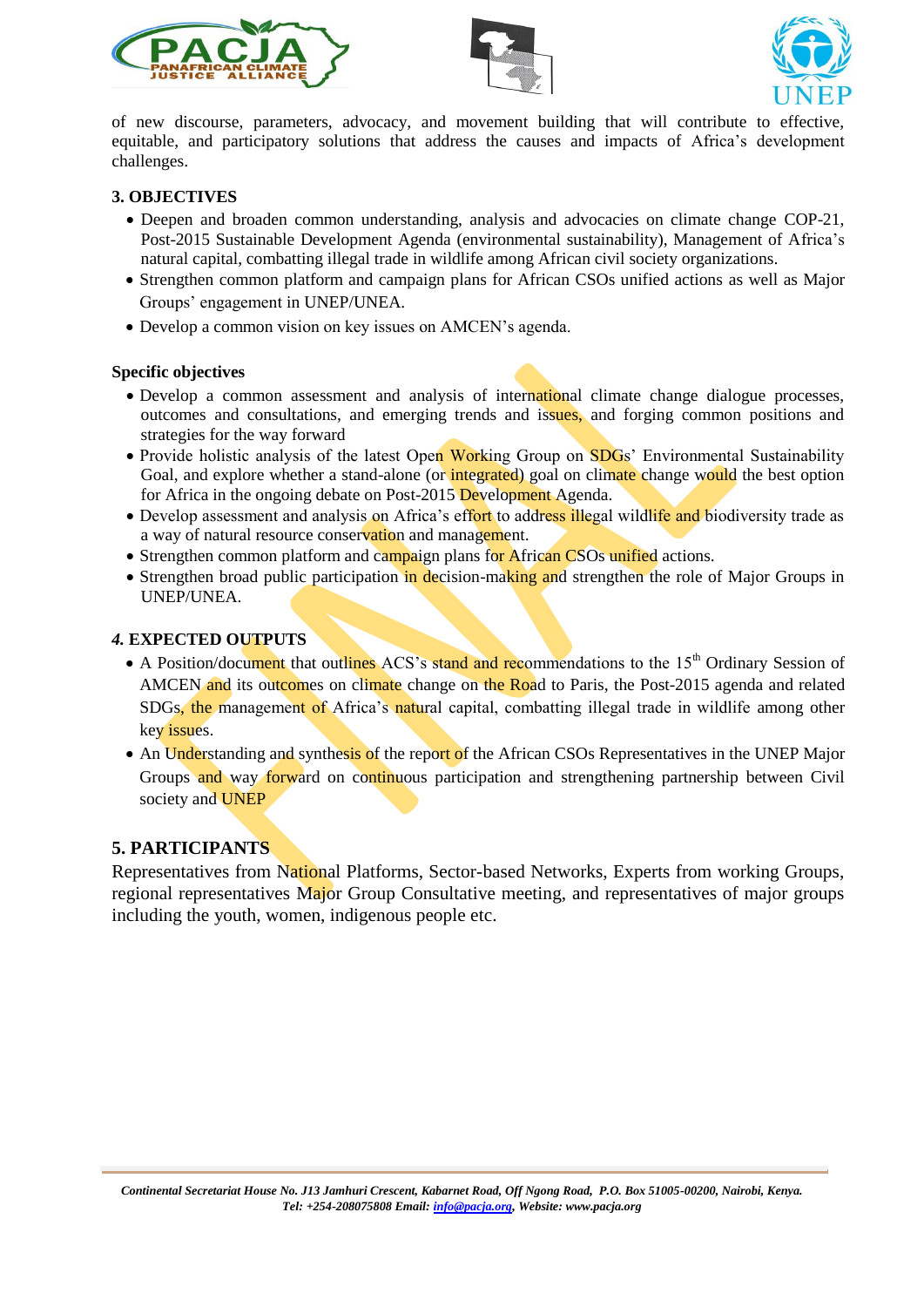of new discourse, parameters, advocacy, and movement building that will contribute to effective, equitable, and participatory solutions that address the causes and impacts of Africa's development challenges.

## 3. OBJECTIVES

- Deepen and broaden common understanding, analysis and advocacies on climate change COP-21, Post-2015 Sustainable Development Agenda (environmental sustainability), Management of Africa's natural capital, combatting illegal trade in wildlife among African civil society organizations.
- Strengthen common platform and campaign plans for African CSOs unified actions as well as Major Groups' engagement in UNEP/UNEA.
- Develop a common vision on key issues on AMCEN's agenda.

### Specific objectives

- Develop a common assessment and analysis of international climate change dialogue processes, outcomes and consultations, and emerging trends and issues, and forging common positions and strategies for the way forward
- Provide holistic analysis of the latest Open Working Group on SDGs' Environmental Sustainability Goal, and explore whether a stand-alone (or integrated) goal on climate change would the best option for Africa in the ongoing debate on Post-2015 Development Agenda.
- Develop assessment and analysis on Africa's effort to address illegal wildlife and biodiversity trade as a way of natural resource conservation and management.
- Strengthen common platform and campaign plans for African CSOs unified actions.
- Strengthen broad public participation in decision-making and strengthen the role of Major Groups in UNEP/UNEA.

## *4.* EXPECTED OUTPUTS

- A Position/document that outlines ACS's stand and recommendations to the 15th Ordinary Session of AMCEN and its outcomes on climate change on the Road to Paris, the Post-2015 agenda and related SDGs, the management of Africa's natural capital, combatting illegal trade in wildlife among other key issues.
- An Understanding and synthesis of the report of the African CSOs Representatives in the UNEP Major Groups and way forward on continuous participation and strengthening partnership between Civil society and UNEP

## 5. PARTICIPANTS

Representatives from National Platforms, Sector-based Networks, Experts from working Groups, regional representatives Major Group Consultative meeting, and representatives of major groups including the youth, women, indigenous people etc.